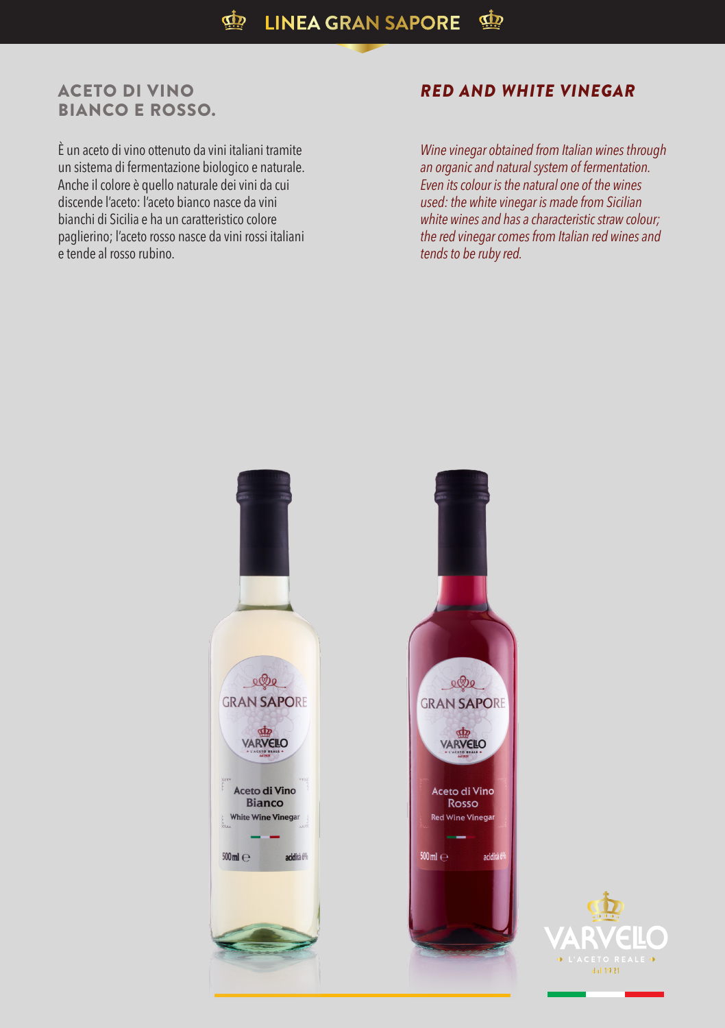# LINEA GRAN SAPORE

## ACETO DI VINO BIANCO E ROSSO.

È un aceto di vino ottenuto da vini italiani tramite un sistema di fermentazione biologico e naturale. Anche il colore è quello naturale dei vini da cui discende l'aceto: l'aceto bianco nasce da vini bianchi di Sicilia e ha un caratteristico colore paglierino; l'aceto rosso nasce da vini rossi italiani e tende al rosso rubino.

## *RED AND WHITE VINEGAR*

*Wine vinegar obtained from Italian wines through an organic and natural system of fermentation. Even its colour is the natural one of the wines used: the white vinegar is made from Sicilian white wines and has a characteristic straw colour; the red vinegar comes from Italian red wines and tends to be ruby red.*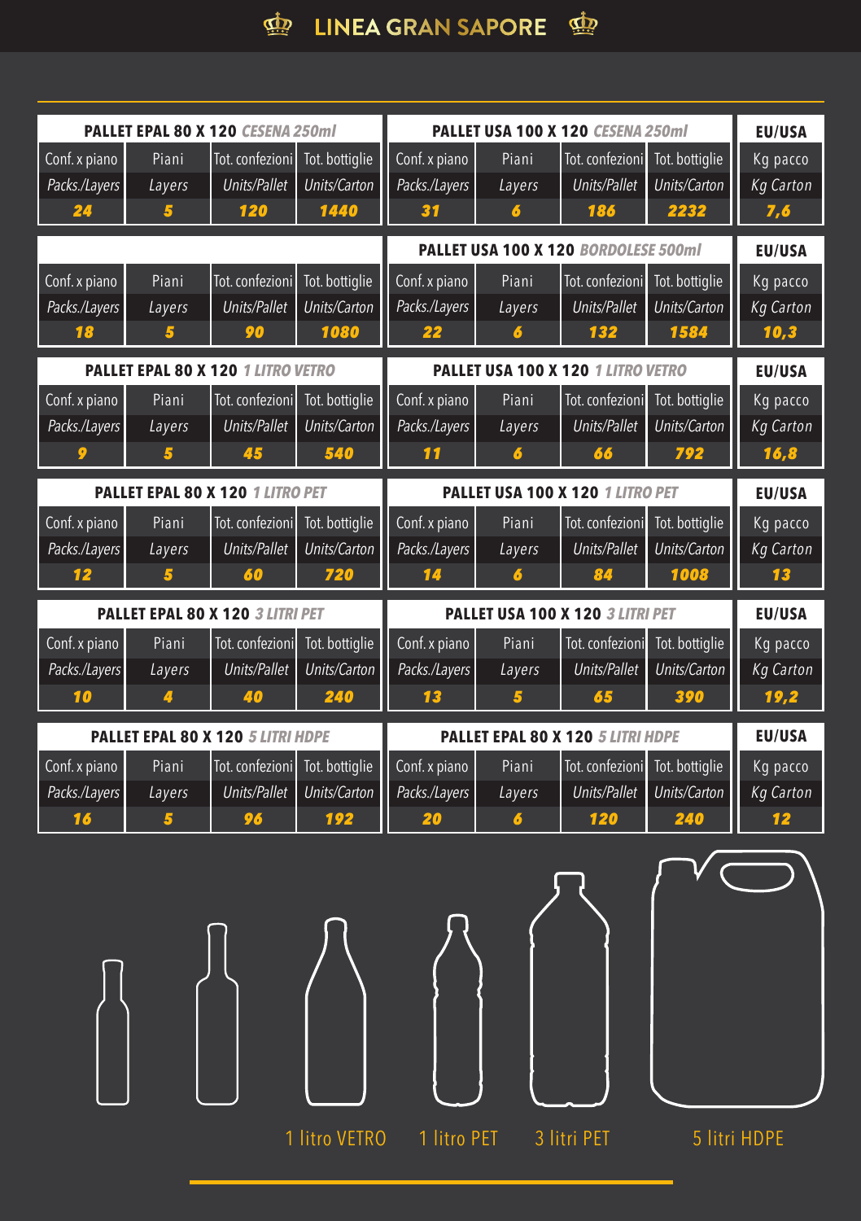# LINEA GRAN SAPORE

| PALLET EPAL 80 X 120 *CESENA 250ml* | | | | PALLET USA 100 X 120 *CESENA 250ml* | | | | EU/USA |
|---|---|---|---|---|---|---|---|---|
| Conf. x piano | Piani | Tot. confezioni | Tot. bottiglie | Conf. x piano | Piani | Tot. confezioni | Tot. bottiglie | Kg pacco |
| *Packs./Layers* | *Layers* | *Units/Pallet* | *Units/Carton* | *Packs./Layers* | *Layers* | *Units/Pallet* | *Units/Carton* | *Kg Carton* |
| **24** | **5** | **120** | **1440** | **31** | **6** | **186** | **2232** | **7,6** |

| | | | | PALLET USA 100 X 120 *BORDOLESE 500ml* | | | | EU/USA |
|---|---|---|---|---|---|---|---|---|
| Conf. x piano | Piani | Tot. confezioni | Tot. bottiglie | Conf. x piano | Piani | Tot. confezioni | Tot. bottiglie | Kg pacco |
| *Packs./Layers* | *Layers* | *Units/Pallet* | *Units/Carton* | *Packs./Layers* | *Layers* | *Units/Pallet* | *Units/Carton* | *Kg Carton* |
| **18** | **5** | **90** | **1080** | **22** | **6** | **132** | **1584** | **10,3** |

| PALLET EPAL 80 X 120 *1 LITRO VETRO* | | | | PALLET USA 100 X 120 *1 LITRO VETRO* | | | | EU/USA |
|---|---|---|---|---|---|---|---|---|
| Conf. x piano | Piani | Tot. confezioni | Tot. bottiglie | Conf. x piano | Piani | Tot. confezioni | Tot. bottiglie | Kg pacco |
| *Packs./Layers* | *Layers* | *Units/Pallet* | *Units/Carton* | *Packs./Layers* | *Layers* | *Units/Pallet* | *Units/Carton* | *Kg Carton* |
| **9** | **5** | **45** | **540** | **11** | **6** | **66** | **792** | **16,8** |

| PALLET EPAL 80 X 120 *1 LITRO PET* | | | | PALLET USA 100 X 120 *1 LITRO PET* | | | | EU/USA |
|---|---|---|---|---|---|---|---|---|
| Conf. x piano | Piani | Tot. confezioni | Tot. bottiglie | Conf. x piano | Piani | Tot. confezioni | Tot. bottiglie | Kg pacco |
| *Packs./Layers* | *Layers* | *Units/Pallet* | *Units/Carton* | *Packs./Layers* | *Layers* | *Units/Pallet* | *Units/Carton* | *Kg Carton* |
| **12** | **5** | **60** | **720** | **14** | **6** | **84** | **1008** | **13** |

| PALLET EPAL 80 X 120 *3 LITRI PET* | | | | PALLET USA 100 X 120 *3 LITRI PET* | | | | EU/USA |
|---|---|---|---|---|---|---|---|---|
| Conf. x piano | Piani | Tot. confezioni | Tot. bottiglie | Conf. x piano | Piani | Tot. confezioni | Tot. bottiglie | Kg pacco |
| *Packs./Layers* | *Layers* | *Units/Pallet* | *Units/Carton* | *Packs./Layers* | *Layers* | *Units/Pallet* | *Units/Carton* | *Kg Carton* |
| **10** | **4** | **40** | **240** | **13** | **5** | **65** | **390** | **19,2** |

| PALLET EPAL 80 X 120 *5 LITRI HDPE* | | | | PALLET EPAL 80 X 120 *5 LITRI HDPE* | | | | EU/USA |
|---|---|---|---|---|---|---|---|---|
| Conf. x piano | Piani | Tot. confezioni | Tot. bottiglie | Conf. x piano | Piani | Tot. confezioni | Tot. bottiglie | Kg pacco |
| *Packs./Layers* | *Layers* | *Units/Pallet* | *Units/Carton* | *Packs./Layers* | *Layers* | *Units/Pallet* | *Units/Carton* | *Kg Carton* |
| **16** | **5** | **96** | **192** | **20** | **6** | **120** | **240** | **12** |

1 litro VETRO

1 litro PET

3 litri PET

5 litri HDPE